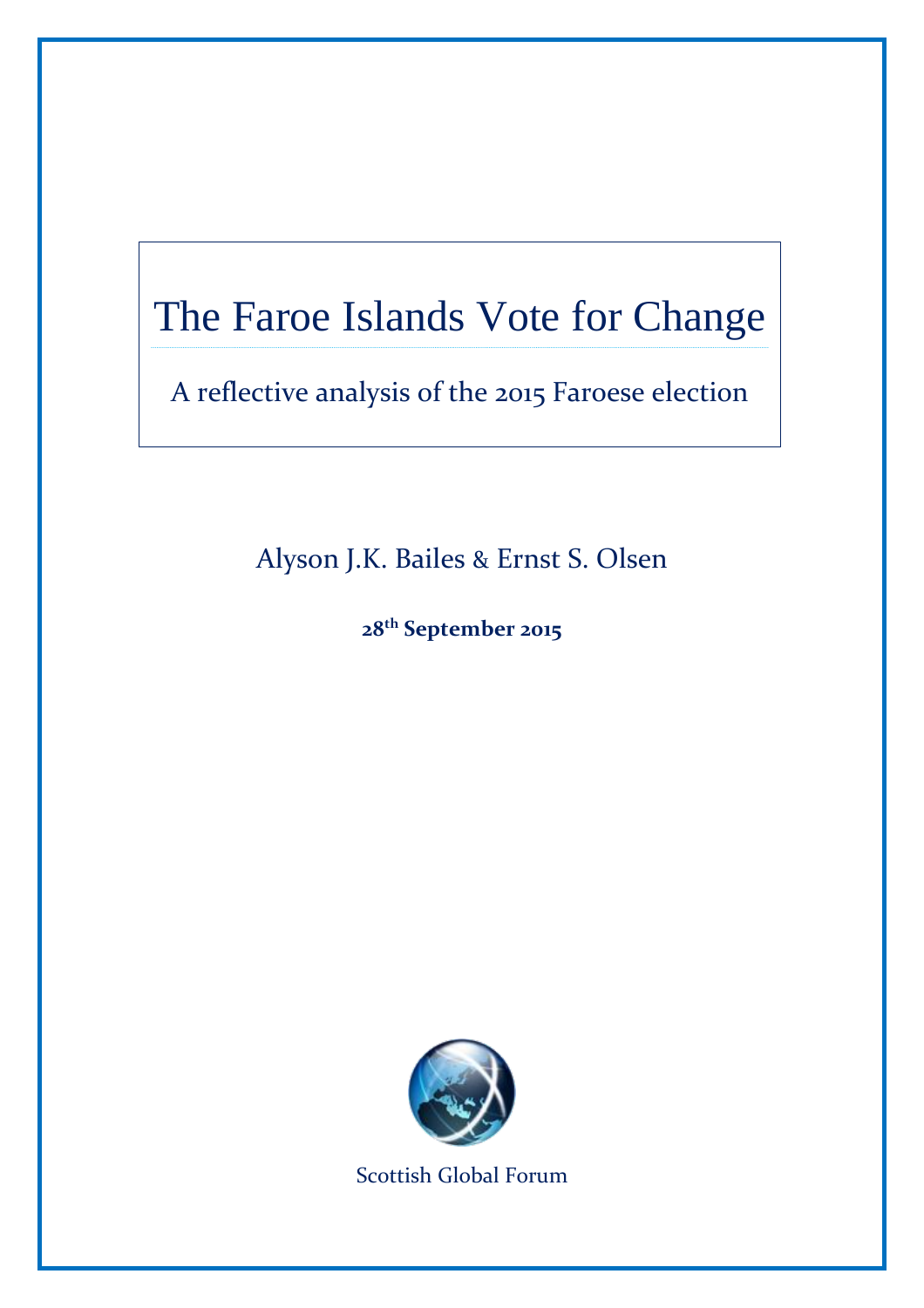# The Faroe Islands Vote for Change

## A reflective analysis of the 2015 Faroese election

Alyson J.K. Bailes & Ernst S. Olsen

**28th September 2015**

Scottish Global Forum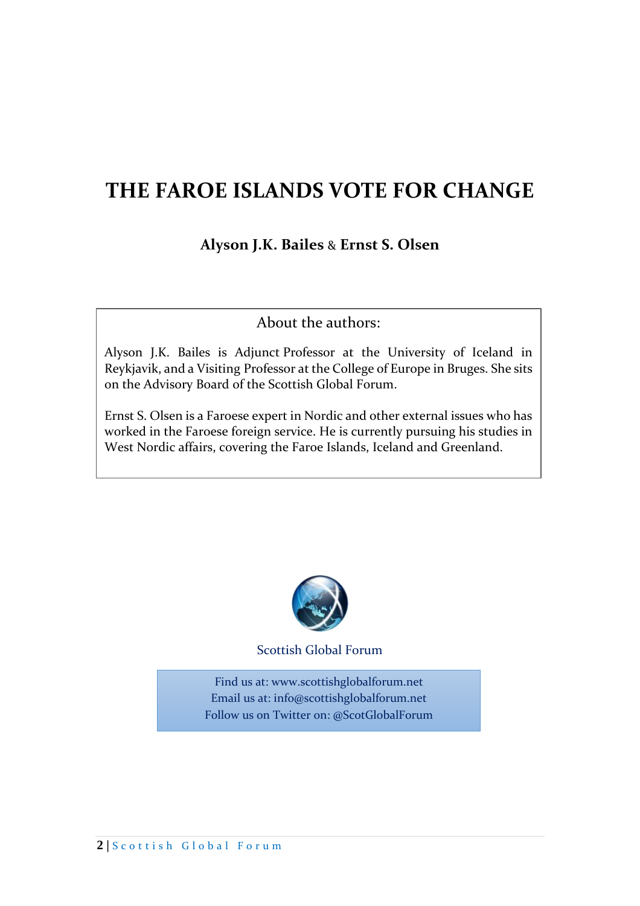# THE FAROE ISLANDS VOTE FOR CHANGE

**Alyson J.K. Bailes** & **Ernst S. Olsen**

About the authors:

Alyson J.K. Bailes is Adjunct Professor at the University of Iceland in Reykjavik, and a Visiting Professor at the College of Europe in Bruges. She sits on the Advisory Board of the Scottish Global Forum.

Ernst S. Olsen is a Faroese expert in Nordic and other external issues who has worked in the Faroese foreign service. He is currently pursuing his studies in West Nordic affairs, covering the Faroe Islands, Iceland and Greenland.

Scottish Global Forum

Find us at: www.scottishglobalforum.net
Email us at: info@scottishglobalforum.net
Follow us on Twitter on: @ScotGlobalForum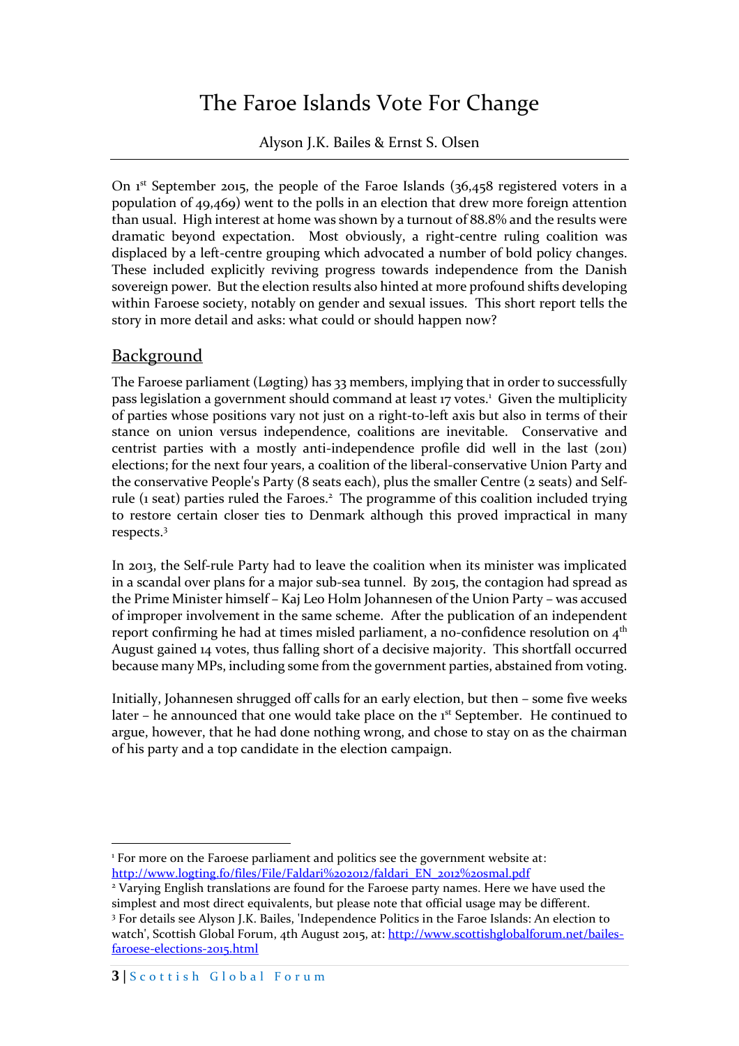# The Faroe Islands Vote For Change

Alyson J.K. Bailes & Ernst S. Olsen

---

On 1st September 2015, the people of the Faroe Islands (36,458 registered voters in a population of 49,469) went to the polls in an election that drew more foreign attention than usual. High interest at home was shown by a turnout of 88.8% and the results were dramatic beyond expectation. Most obviously, a right-centre ruling coalition was displaced by a left-centre grouping which advocated a number of bold policy changes. These included explicitly reviving progress towards independence from the Danish sovereign power. But the election results also hinted at more profound shifts developing within Faroese society, notably on gender and sexual issues. This short report tells the story in more detail and asks: what could or should happen now?

## Background

The Faroese parliament (Løgting) has 33 members, implying that in order to successfully pass legislation a government should command at least 17 votes.[1] Given the multiplicity of parties whose positions vary not just on a right-to-left axis but also in terms of their stance on union versus independence, coalitions are inevitable. Conservative and centrist parties with a mostly anti-independence profile did well in the last (2011) elections; for the next four years, a coalition of the liberal-conservative Union Party and the conservative People's Party (8 seats each), plus the smaller Centre (2 seats) and Self-rule (1 seat) parties ruled the Faroes.[2] The programme of this coalition included trying to restore certain closer ties to Denmark although this proved impractical in many respects.[3]

In 2013, the Self-rule Party had to leave the coalition when its minister was implicated in a scandal over plans for a major sub-sea tunnel. By 2015, the contagion had spread as the Prime Minister himself – Kaj Leo Holm Johannesen of the Union Party – was accused of improper involvement in the same scheme. After the publication of an independent report confirming he had at times misled parliament, a no-confidence resolution on 4th August gained 14 votes, thus falling short of a decisive majority. This shortfall occurred because many MPs, including some from the government parties, abstained from voting.

Initially, Johannesen shrugged off calls for an early election, but then – some five weeks later – he announced that one would take place on the 1st September. He continued to argue, however, that he had done nothing wrong, and chose to stay on as the chairman of his party and a top candidate in the election campaign.

---

[1] For more on the Faroese parliament and politics see the government website at: http://www.logting.fo/files/File/Faldari%202012/faldari_EN_2012%20smal.pdf

[2] Varying English translations are found for the Faroese party names. Here we have used the simplest and most direct equivalents, but please note that official usage may be different.

[3] For details see Alyson J.K. Bailes, 'Independence Politics in the Faroe Islands: An election to watch', Scottish Global Forum, 4th August 2015, at: http://www.scottishglobalforum.net/bailes-faroese-elections-2015.html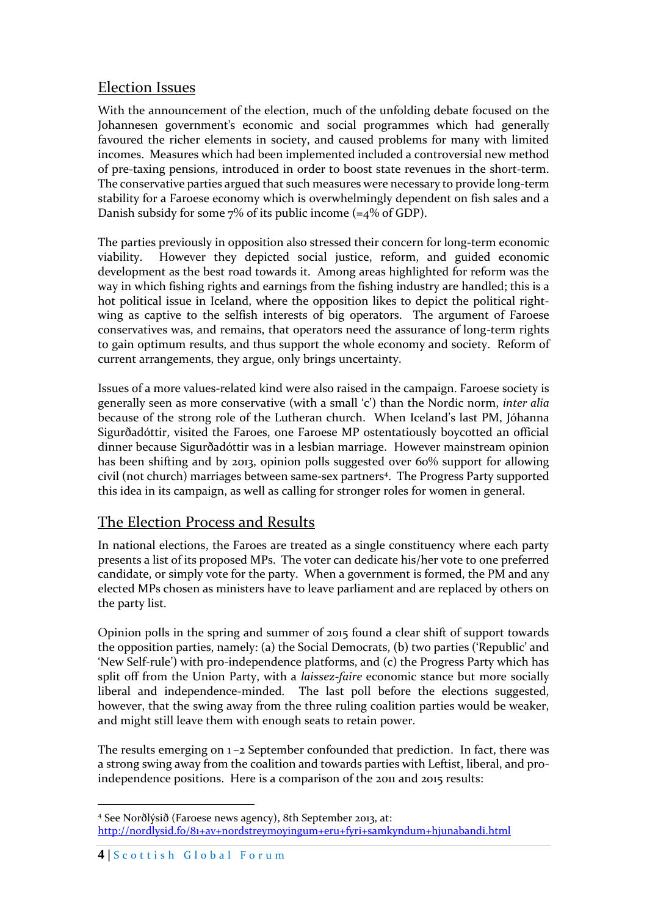## Election Issues

With the announcement of the election, much of the unfolding debate focused on the Johannesen government's economic and social programmes which had generally favoured the richer elements in society, and caused problems for many with limited incomes. Measures which had been implemented included a controversial new method of pre-taxing pensions, introduced in order to boost state revenues in the short-term. The conservative parties argued that such measures were necessary to provide long-term stability for a Faroese economy which is overwhelmingly dependent on fish sales and a Danish subsidy for some 7% of its public income (=4% of GDP).

The parties previously in opposition also stressed their concern for long-term economic viability. However they depicted social justice, reform, and guided economic development as the best road towards it. Among areas highlighted for reform was the way in which fishing rights and earnings from the fishing industry are handled; this is a hot political issue in Iceland, where the opposition likes to depict the political right-wing as captive to the selfish interests of big operators. The argument of Faroese conservatives was, and remains, that operators need the assurance of long-term rights to gain optimum results, and thus support the whole economy and society. Reform of current arrangements, they argue, only brings uncertainty.

Issues of a more values-related kind were also raised in the campaign. Faroese society is generally seen as more conservative (with a small 'c') than the Nordic norm, *inter alia* because of the strong role of the Lutheran church. When Iceland's last PM, Jóhanna Sigurðadóttir, visited the Faroes, one Faroese MP ostentatiously boycotted an official dinner because Sigurðadóttir was in a lesbian marriage. However mainstream opinion has been shifting and by 2013, opinion polls suggested over 60% support for allowing civil (not church) marriages between same-sex partners[4]. The Progress Party supported this idea in its campaign, as well as calling for stronger roles for women in general.

## The Election Process and Results

In national elections, the Faroes are treated as a single constituency where each party presents a list of its proposed MPs. The voter can dedicate his/her vote to one preferred candidate, or simply vote for the party. When a government is formed, the PM and any elected MPs chosen as ministers have to leave parliament and are replaced by others on the party list.

Opinion polls in the spring and summer of 2015 found a clear shift of support towards the opposition parties, namely: (a) the Social Democrats, (b) two parties ('Republic' and 'New Self-rule') with pro-independence platforms, and (c) the Progress Party which has split off from the Union Party, with a *laissez-faire* economic stance but more socially liberal and independence-minded. The last poll before the elections suggested, however, that the swing away from the three ruling coalition parties would be weaker, and might still leave them with enough seats to retain power.

The results emerging on 1–2 September confounded that prediction. In fact, there was a strong swing away from the coalition and towards parties with Leftist, liberal, and pro-independence positions. Here is a comparison of the 2011 and 2015 results:

---

[4] See Norðlýsið (Faroese news agency), 8th September 2013, at: http://nordlysid.fo/81+av+nordstreymoyingum+eru+fyri+samkyndum+hjunabandi.html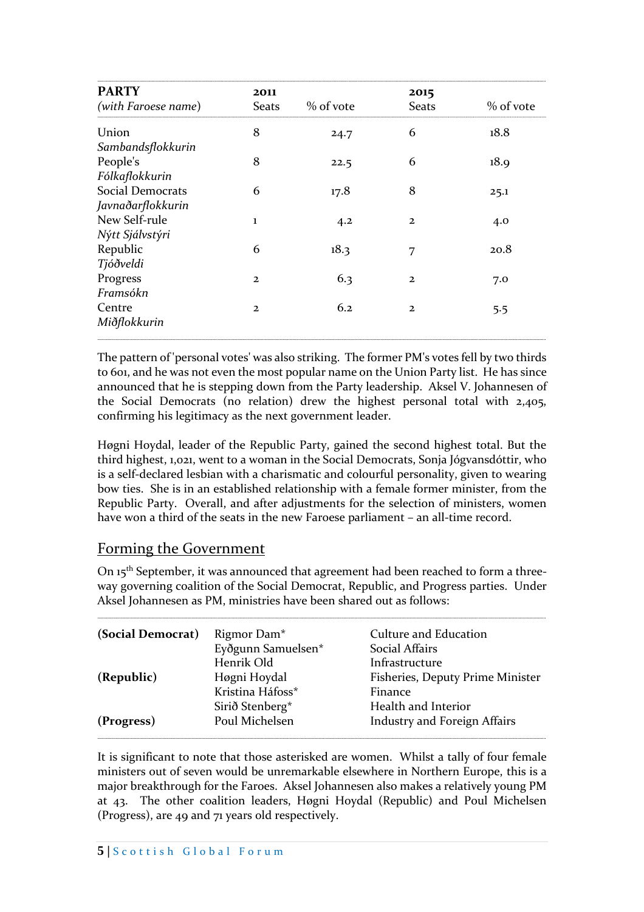| PARTY<br>*(with Faroese name)* | 2011<br>Seats | <br>% of vote | 2015<br>Seats | <br>% of vote |
|---|---|---|---|---|
| Union<br>*Sambandsflokkurin* | 8 | 24.7 | 6 | 18.8 |
| People's<br>*Fólkaflokkurin* | 8 | 22.5 | 6 | 18.9 |
| Social Democrats<br>*Javnaðarflokkurin* | 6 | 17.8 | 8 | 25.1 |
| New Self-rule<br>*Nýtt Sjálvstýri* | 1 | 4.2 | 2 | 4.0 |
| Republic<br>*Tjóðveldi* | 6 | 18.3 | 7 | 20.8 |
| Progress<br>*Framsókn* | 2 | 6.3 | 2 | 7.0 |
| Centre<br>*Miðflokkurin* | 2 | 6.2 | 2 | 5.5 |

The pattern of 'personal votes' was also striking. The former PM's votes fell by two thirds to 601, and he was not even the most popular name on the Union Party list. He has since announced that he is stepping down from the Party leadership. Aksel V. Johannesen of the Social Democrats (no relation) drew the highest personal total with 2,405, confirming his legitimacy as the next government leader.

Høgni Hoydal, leader of the Republic Party, gained the second highest total. But the third highest, 1,021, went to a woman in the Social Democrats, Sonja Jógvansdóttir, who is a self-declared lesbian with a charismatic and colourful personality, given to wearing bow ties. She is in an established relationship with a female former minister, from the Republic Party. Overall, and after adjustments for the selection of ministers, women have won a third of the seats in the new Faroese parliament – an all-time record.

## Forming the Government

On 15th September, it was announced that agreement had been reached to form a three-way governing coalition of the Social Democrat, Republic, and Progress parties. Under Aksel Johannesen as PM, ministries have been shared out as follows:

| | | |
|---|---|---|
| **(Social Democrat)** | Rigmor Dam* | Culture and Education |
| | Eyðgunn Samuelsen* | Social Affairs |
| | Henrik Old | Infrastructure |
| **(Republic)** | Høgni Hoydal | Fisheries, Deputy Prime Minister |
| | Kristina Háfoss* | Finance |
| | Sirið Stenberg* | Health and Interior |
| **(Progress)** | Poul Michelsen | Industry and Foreign Affairs |

It is significant to note that those asterisked are women. Whilst a tally of four female ministers out of seven would be unremarkable elsewhere in Northern Europe, this is a major breakthrough for the Faroes. Aksel Johannesen also makes a relatively young PM at 43. The other coalition leaders, Høgni Hoydal (Republic) and Poul Michelsen (Progress), are 49 and 71 years old respectively.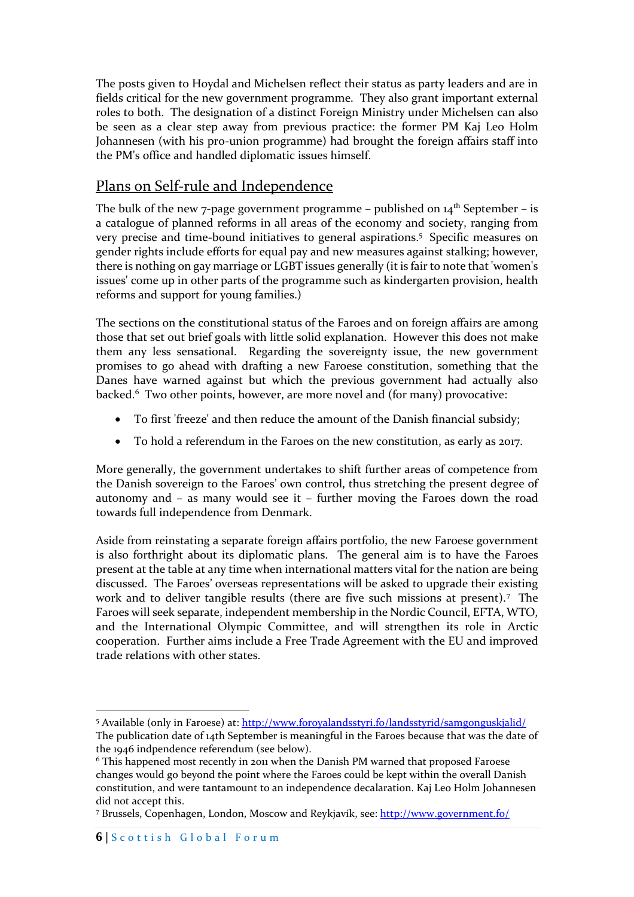The posts given to Hoydal and Michelsen reflect their status as party leaders and are in fields critical for the new government programme. They also grant important external roles to both. The designation of a distinct Foreign Ministry under Michelsen can also be seen as a clear step away from previous practice: the former PM Kaj Leo Holm Johannesen (with his pro-union programme) had brought the foreign affairs staff into the PM's office and handled diplomatic issues himself.

## Plans on Self-rule and Independence

The bulk of the new 7-page government programme – published on 14th September – is a catalogue of planned reforms in all areas of the economy and society, ranging from very precise and time-bound initiatives to general aspirations.[5] Specific measures on gender rights include efforts for equal pay and new measures against stalking; however, there is nothing on gay marriage or LGBT issues generally (it is fair to note that 'women's issues' come up in other parts of the programme such as kindergarten provision, health reforms and support for young families.)

The sections on the constitutional status of the Faroes and on foreign affairs are among those that set out brief goals with little solid explanation. However this does not make them any less sensational. Regarding the sovereignty issue, the new government promises to go ahead with drafting a new Faroese constitution, something that the Danes have warned against but which the previous government had actually also backed.[6] Two other points, however, are more novel and (for many) provocative:

- To first 'freeze' and then reduce the amount of the Danish financial subsidy;
- To hold a referendum in the Faroes on the new constitution, as early as 2017.

More generally, the government undertakes to shift further areas of competence from the Danish sovereign to the Faroes' own control, thus stretching the present degree of autonomy and – as many would see it – further moving the Faroes down the road towards full independence from Denmark.

Aside from reinstating a separate foreign affairs portfolio, the new Faroese government is also forthright about its diplomatic plans. The general aim is to have the Faroes present at the table at any time when international matters vital for the nation are being discussed. The Faroes' overseas representations will be asked to upgrade their existing work and to deliver tangible results (there are five such missions at present).[7] The Faroes will seek separate, independent membership in the Nordic Council, EFTA, WTO, and the International Olympic Committee, and will strengthen its role in Arctic cooperation. Further aims include a Free Trade Agreement with the EU and improved trade relations with other states.

---

[5] Available (only in Faroese) at: http://www.foroyalandsstyri.fo/landsstyrid/samgonguskjalid/ The publication date of 14th September is meaningful in the Faroes because that was the date of the 1946 indpendence referendum (see below).

[6] This happened most recently in 2011 when the Danish PM warned that proposed Faroese changes would go beyond the point where the Faroes could be kept within the overall Danish constitution, and were tantamount to an independence decalaration. Kaj Leo Holm Johannesen did not accept this.

[7] Brussels, Copenhagen, London, Moscow and Reykjavík, see: http://www.government.fo/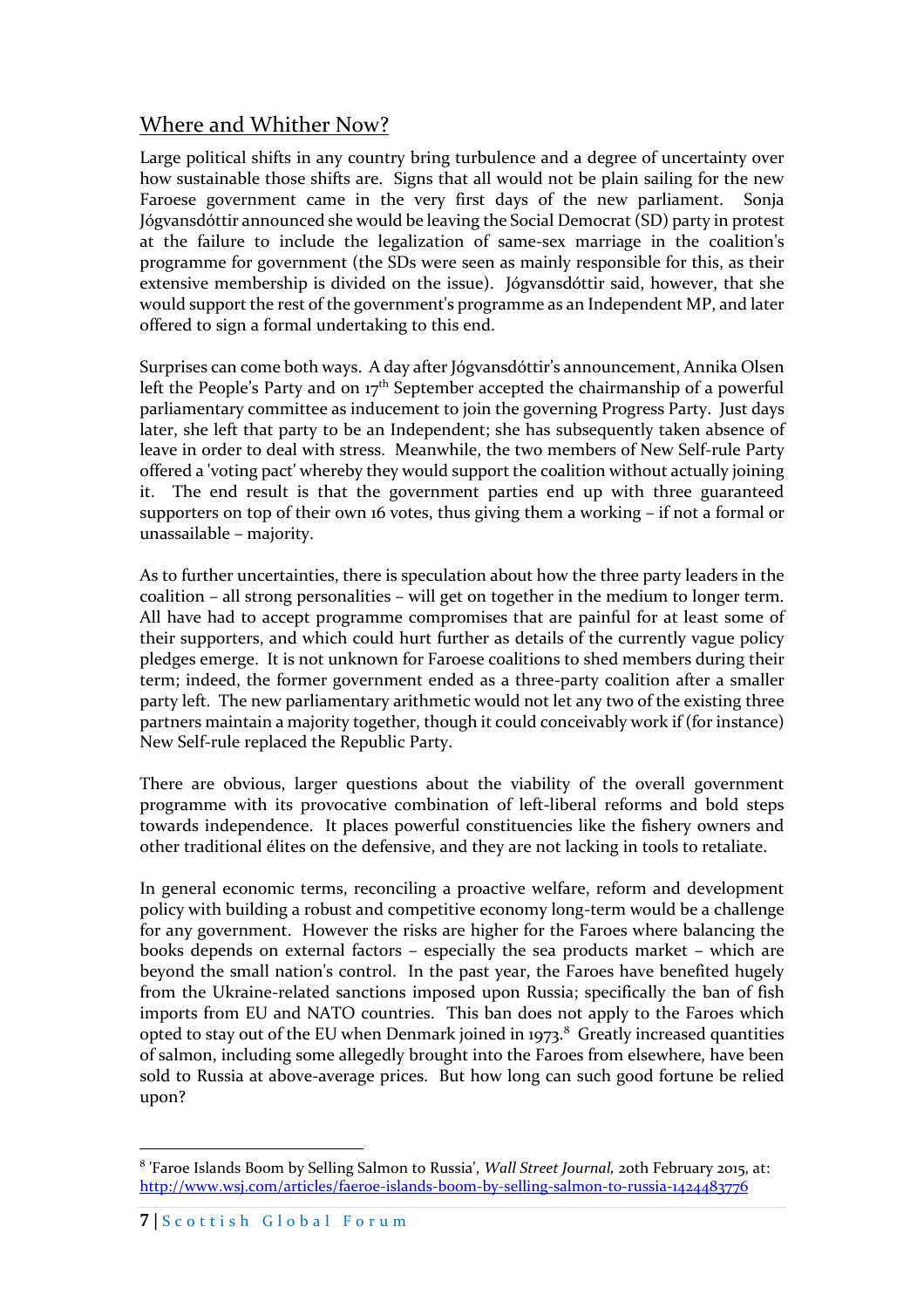## Where and Whither Now?

Large political shifts in any country bring turbulence and a degree of uncertainty over how sustainable those shifts are. Signs that all would not be plain sailing for the new Faroese government came in the very first days of the new parliament. Sonja Jógvansdóttir announced she would be leaving the Social Democrat (SD) party in protest at the failure to include the legalization of same-sex marriage in the coalition's programme for government (the SDs were seen as mainly responsible for this, as their extensive membership is divided on the issue). Jógvansdóttir said, however, that she would support the rest of the government's programme as an Independent MP, and later offered to sign a formal undertaking to this end.

Surprises can come both ways. A day after Jógvansdóttir's announcement, Annika Olsen left the People's Party and on 17th September accepted the chairmanship of a powerful parliamentary committee as inducement to join the governing Progress Party. Just days later, she left that party to be an Independent; she has subsequently taken absence of leave in order to deal with stress. Meanwhile, the two members of New Self-rule Party offered a 'voting pact' whereby they would support the coalition without actually joining it. The end result is that the government parties end up with three guaranteed supporters on top of their own 16 votes, thus giving them a working – if not a formal or unassailable – majority.

As to further uncertainties, there is speculation about how the three party leaders in the coalition – all strong personalities – will get on together in the medium to longer term. All have had to accept programme compromises that are painful for at least some of their supporters, and which could hurt further as details of the currently vague policy pledges emerge. It is not unknown for Faroese coalitions to shed members during their term; indeed, the former government ended as a three-party coalition after a smaller party left. The new parliamentary arithmetic would not let any two of the existing three partners maintain a majority together, though it could conceivably work if (for instance) New Self-rule replaced the Republic Party.

There are obvious, larger questions about the viability of the overall government programme with its provocative combination of left-liberal reforms and bold steps towards independence. It places powerful constituencies like the fishery owners and other traditional élites on the defensive, and they are not lacking in tools to retaliate.

In general economic terms, reconciling a proactive welfare, reform and development policy with building a robust and competitive economy long-term would be a challenge for any government. However the risks are higher for the Faroes where balancing the books depends on external factors – especially the sea products market – which are beyond the small nation's control. In the past year, the Faroes have benefited hugely from the Ukraine-related sanctions imposed upon Russia; specifically the ban of fish imports from EU and NATO countries. This ban does not apply to the Faroes which opted to stay out of the EU when Denmark joined in 1973.[8] Greatly increased quantities of salmon, including some allegedly brought into the Faroes from elsewhere, have been sold to Russia at above-average prices. But how long can such good fortune be relied upon?

---

[8] 'Faroe Islands Boom by Selling Salmon to Russia', *Wall Street Journal*, 20th February 2015, at: http://www.wsj.com/articles/faeroe-islands-boom-by-selling-salmon-to-russia-1424483776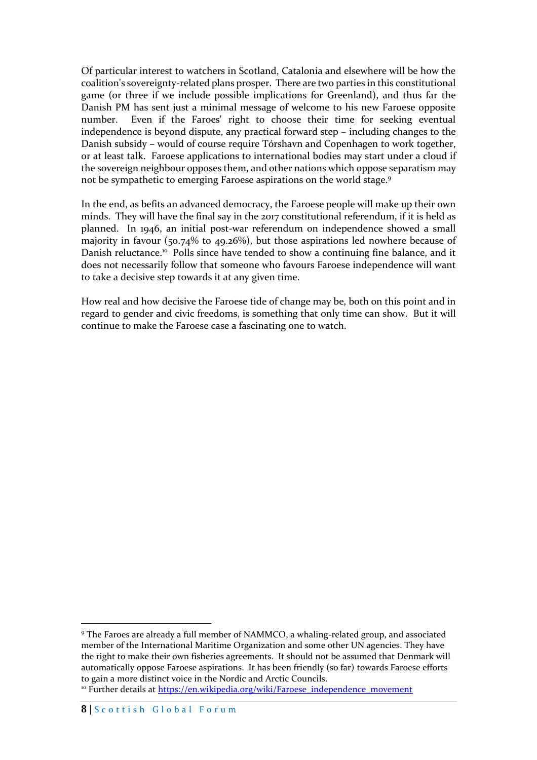Of particular interest to watchers in Scotland, Catalonia and elsewhere will be how the coalition's sovereignty-related plans prosper. There are two parties in this constitutional game (or three if we include possible implications for Greenland), and thus far the Danish PM has sent just a minimal message of welcome to his new Faroese opposite number. Even if the Faroes' right to choose their time for seeking eventual independence is beyond dispute, any practical forward step – including changes to the Danish subsidy – would of course require Tórshavn and Copenhagen to work together, or at least talk. Faroese applications to international bodies may start under a cloud if the sovereign neighbour opposes them, and other nations which oppose separatism may not be sympathetic to emerging Faroese aspirations on the world stage.[9]

In the end, as befits an advanced democracy, the Faroese people will make up their own minds. They will have the final say in the 2017 constitutional referendum, if it is held as planned. In 1946, an initial post-war referendum on independence showed a small majority in favour (50.74% to 49.26%), but those aspirations led nowhere because of Danish reluctance.[10] Polls since have tended to show a continuing fine balance, and it does not necessarily follow that someone who favours Faroese independence will want to take a decisive step towards it at any given time.

How real and how decisive the Faroese tide of change may be, both on this point and in regard to gender and civic freedoms, is something that only time can show. But it will continue to make the Faroese case a fascinating one to watch.

---

[9] The Faroes are already a full member of NAMMCO, a whaling-related group, and associated member of the International Maritime Organization and some other UN agencies. They have the right to make their own fisheries agreements. It should not be assumed that Denmark will automatically oppose Faroese aspirations. It has been friendly (so far) towards Faroese efforts to gain a more distinct voice in the Nordic and Arctic Councils.

[10] Further details at https://en.wikipedia.org/wiki/Faroese_independence_movement